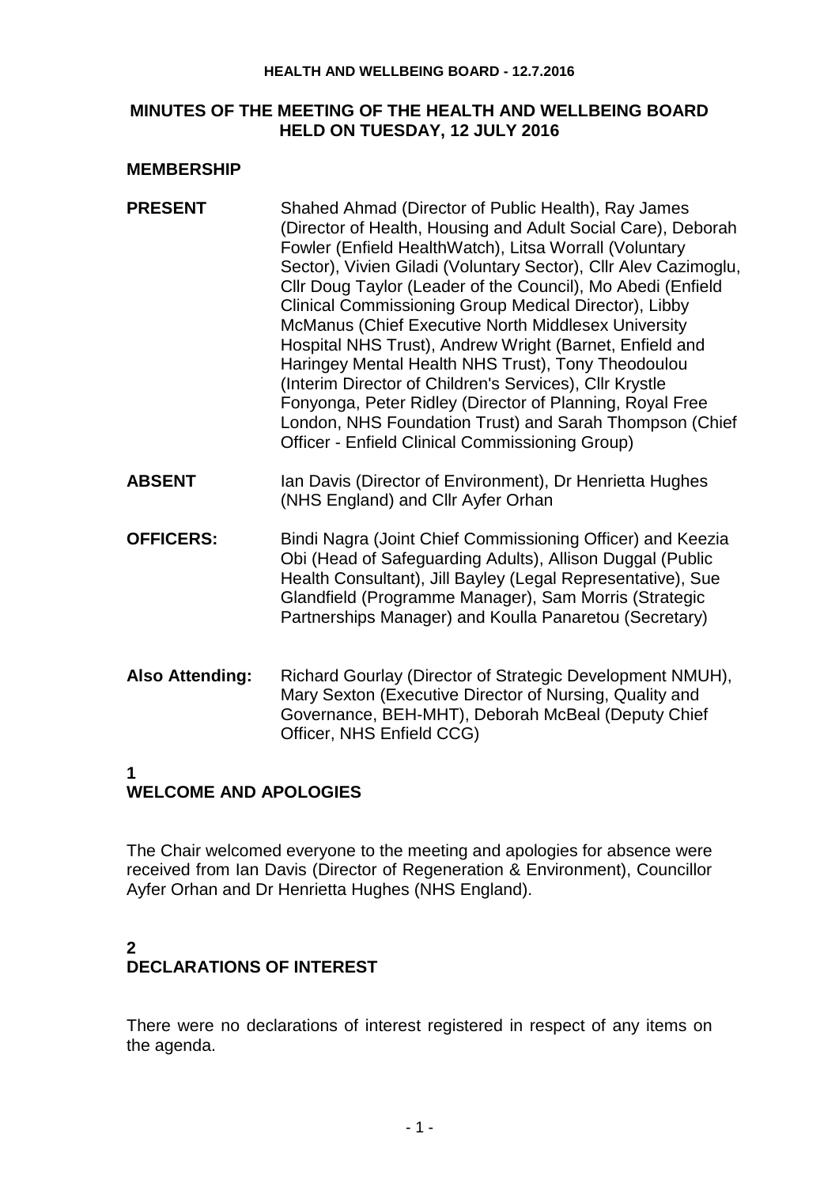# MINUTES OF THE MEETING OF THE HEALTH AND WELLBEING BOARD HELD ON TUESDAY, 12 JULY 2016

## MEMBERSHIP

**PRESENT** Shahed Ahmad (Director of Public Health), Ray James (Director of Health, Housing and Adult Social Care), Deborah Fowler (Enfield HealthWatch), Litsa Worrall (Voluntary Sector), Vivien Giladi (Voluntary Sector), Cllr Alev Cazimoglu, Cllr Doug Taylor (Leader of the Council), Mo Abedi (Enfield Clinical Commissioning Group Medical Director), Libby McManus (Chief Executive North Middlesex University Hospital NHS Trust), Andrew Wright (Barnet, Enfield and Haringey Mental Health NHS Trust), Tony Theodoulou (Interim Director of Children's Services), Cllr Krystle Fonyonga, Peter Ridley (Director of Planning, Royal Free London, NHS Foundation Trust) and Sarah Thompson (Chief Officer - Enfield Clinical Commissioning Group)

**ABSENT** Ian Davis (Director of Environment), Dr Henrietta Hughes (NHS England) and Cllr Ayfer Orhan

**OFFICERS:** Bindi Nagra (Joint Chief Commissioning Officer) and Keezia Obi (Head of Safeguarding Adults), Allison Duggal (Public Health Consultant), Jill Bayley (Legal Representative), Sue Glandfield (Programme Manager), Sam Morris (Strategic Partnerships Manager) and Koulla Panaretou (Secretary)

**Also Attending:** Richard Gourlay (Director of Strategic Development NMUH), Mary Sexton (Executive Director of Nursing, Quality and Governance, BEH-MHT), Deborah McBeal (Deputy Chief Officer, NHS Enfield CCG)

## 1
## WELCOME AND APOLOGIES

The Chair welcomed everyone to the meeting and apologies for absence were received from Ian Davis (Director of Regeneration & Environment), Councillor Ayfer Orhan and Dr Henrietta Hughes (NHS England).

## 2
## DECLARATIONS OF INTEREST

There were no declarations of interest registered in respect of any items on the agenda.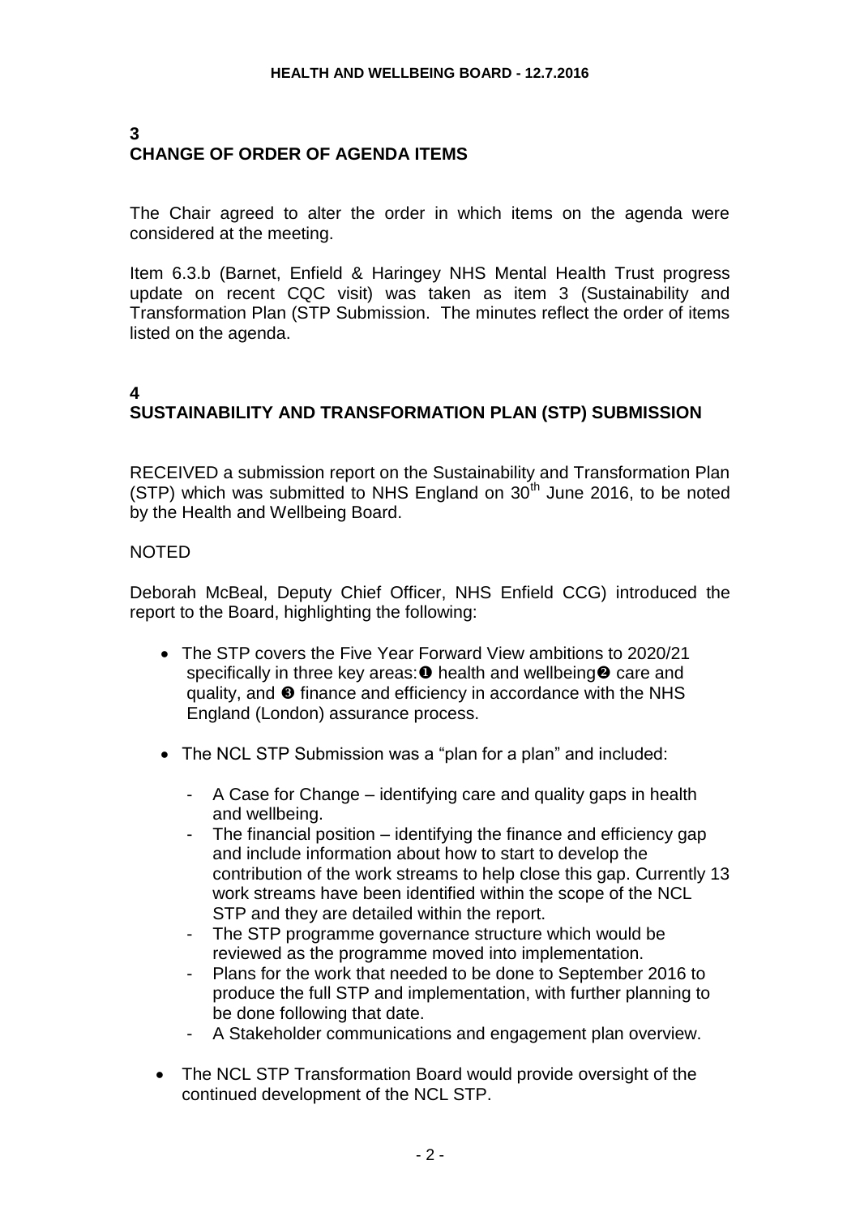## 3
## CHANGE OF ORDER OF AGENDA ITEMS

The Chair agreed to alter the order in which items on the agenda were considered at the meeting.

Item 6.3.b (Barnet, Enfield & Haringey NHS Mental Health Trust progress update on recent CQC visit) was taken as item 3 (Sustainability and Transformation Plan (STP Submission. The minutes reflect the order of items listed on the agenda.

## 4
## SUSTAINABILITY AND TRANSFORMATION PLAN (STP) SUBMISSION

RECEIVED a submission report on the Sustainability and Transformation Plan (STP) which was submitted to NHS England on 30th June 2016, to be noted by the Health and Wellbeing Board.

NOTED

Deborah McBeal, Deputy Chief Officer, NHS Enfield CCG) introduced the report to the Board, highlighting the following:

- The STP covers the Five Year Forward View ambitions to 2020/21 specifically in three key areas: ❶ health and wellbeing ❷ care and quality, and ❸ finance and efficiency in accordance with the NHS England (London) assurance process.

- The NCL STP Submission was a "plan for a plan" and included:

  - A Case for Change – identifying care and quality gaps in health and wellbeing.
  - The financial position – identifying the finance and efficiency gap and include information about how to start to develop the contribution of the work streams to help close this gap. Currently 13 work streams have been identified within the scope of the NCL STP and they are detailed within the report.
  - The STP programme governance structure which would be reviewed as the programme moved into implementation.
  - Plans for the work that needed to be done to September 2016 to produce the full STP and implementation, with further planning to be done following that date.
  - A Stakeholder communications and engagement plan overview.

- The NCL STP Transformation Board would provide oversight of the continued development of the NCL STP.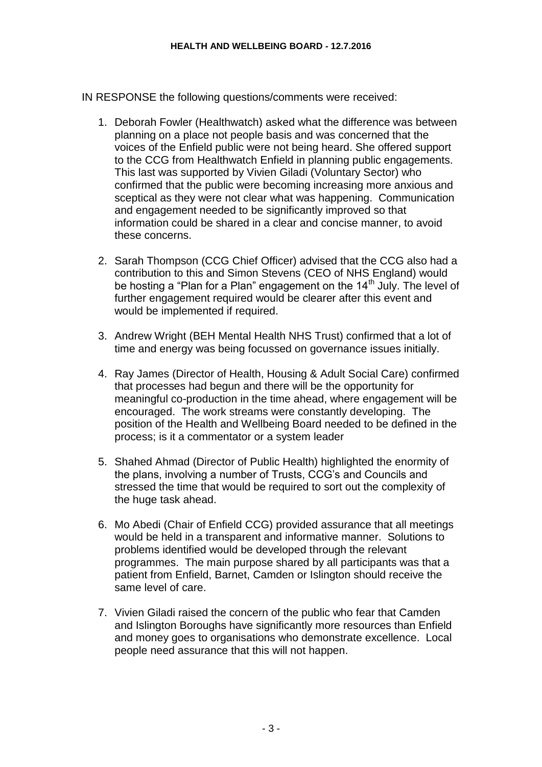IN RESPONSE the following questions/comments were received:

1. Deborah Fowler (Healthwatch) asked what the difference was between planning on a place not people basis and was concerned that the voices of the Enfield public were not being heard. She offered support to the CCG from Healthwatch Enfield in planning public engagements. This last was supported by Vivien Giladi (Voluntary Sector) who confirmed that the public were becoming increasing more anxious and sceptical as they were not clear what was happening. Communication and engagement needed to be significantly improved so that information could be shared in a clear and concise manner, to avoid these concerns.

2. Sarah Thompson (CCG Chief Officer) advised that the CCG also had a contribution to this and Simon Stevens (CEO of NHS England) would be hosting a "Plan for a Plan" engagement on the 14th July. The level of further engagement required would be clearer after this event and would be implemented if required.

3. Andrew Wright (BEH Mental Health NHS Trust) confirmed that a lot of time and energy was being focussed on governance issues initially.

4. Ray James (Director of Health, Housing & Adult Social Care) confirmed that processes had begun and there will be the opportunity for meaningful co-production in the time ahead, where engagement will be encouraged. The work streams were constantly developing. The position of the Health and Wellbeing Board needed to be defined in the process; is it a commentator or a system leader

5. Shahed Ahmad (Director of Public Health) highlighted the enormity of the plans, involving a number of Trusts, CCG's and Councils and stressed the time that would be required to sort out the complexity of the huge task ahead.

6. Mo Abedi (Chair of Enfield CCG) provided assurance that all meetings would be held in a transparent and informative manner. Solutions to problems identified would be developed through the relevant programmes. The main purpose shared by all participants was that a patient from Enfield, Barnet, Camden or Islington should receive the same level of care.

7. Vivien Giladi raised the concern of the public who fear that Camden and Islington Boroughs have significantly more resources than Enfield and money goes to organisations who demonstrate excellence. Local people need assurance that this will not happen.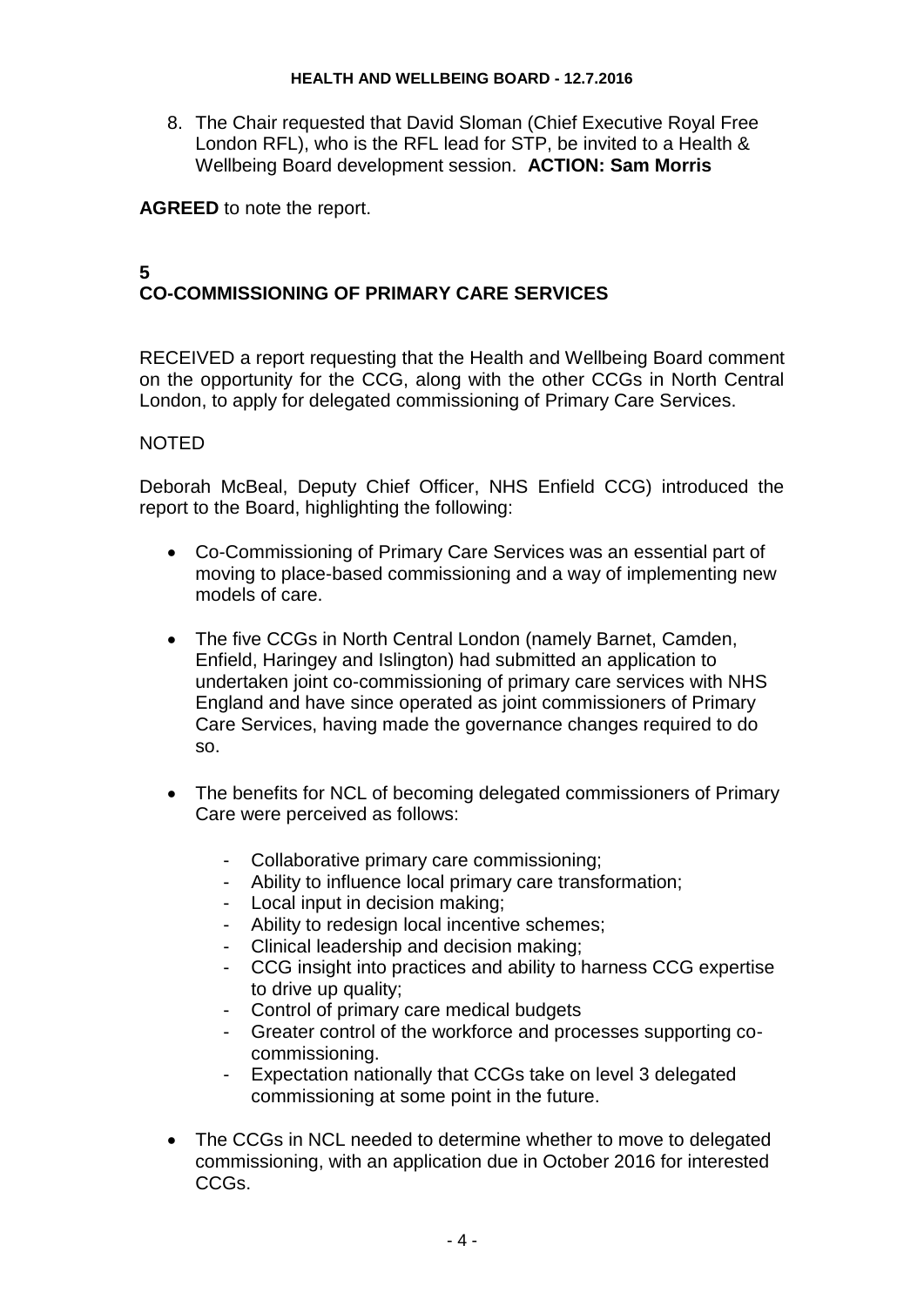8. The Chair requested that David Sloman (Chief Executive Royal Free London RFL), who is the RFL lead for STP, be invited to a Health & Wellbeing Board development session. **ACTION: Sam Morris**

**AGREED** to note the report.

## 5
## CO-COMMISSIONING OF PRIMARY CARE SERVICES

RECEIVED a report requesting that the Health and Wellbeing Board comment on the opportunity for the CCG, along with the other CCGs in North Central London, to apply for delegated commissioning of Primary Care Services.

NOTED

Deborah McBeal, Deputy Chief Officer, NHS Enfield CCG) introduced the report to the Board, highlighting the following:

- Co-Commissioning of Primary Care Services was an essential part of moving to place-based commissioning and a way of implementing new models of care.
- The five CCGs in North Central London (namely Barnet, Camden, Enfield, Haringey and Islington) had submitted an application to undertaken joint co-commissioning of primary care services with NHS England and have since operated as joint commissioners of Primary Care Services, having made the governance changes required to do so.
- The benefits for NCL of becoming delegated commissioners of Primary Care were perceived as follows:
  - Collaborative primary care commissioning;
  - Ability to influence local primary care transformation;
  - Local input in decision making;
  - Ability to redesign local incentive schemes;
  - Clinical leadership and decision making;
  - CCG insight into practices and ability to harness CCG expertise to drive up quality;
  - Control of primary care medical budgets
  - Greater control of the workforce and processes supporting co-commissioning.
  - Expectation nationally that CCGs take on level 3 delegated commissioning at some point in the future.
- The CCGs in NCL needed to determine whether to move to delegated commissioning, with an application due in October 2016 for interested CCGs.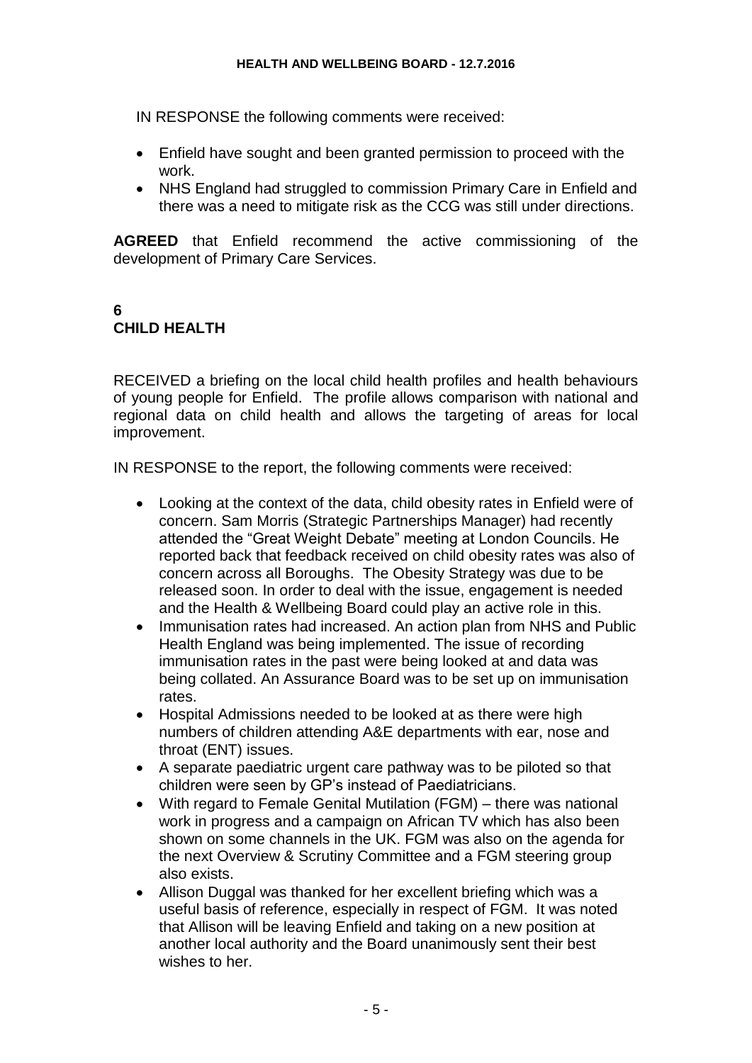IN RESPONSE the following comments were received:

- Enfield have sought and been granted permission to proceed with the work.
- NHS England had struggled to commission Primary Care in Enfield and there was a need to mitigate risk as the CCG was still under directions.

**AGREED** that Enfield recommend the active commissioning of the development of Primary Care Services.

## 6
## CHILD HEALTH

RECEIVED a briefing on the local child health profiles and health behaviours of young people for Enfield. The profile allows comparison with national and regional data on child health and allows the targeting of areas for local improvement.

IN RESPONSE to the report, the following comments were received:

- Looking at the context of the data, child obesity rates in Enfield were of concern. Sam Morris (Strategic Partnerships Manager) had recently attended the "Great Weight Debate" meeting at London Councils. He reported back that feedback received on child obesity rates was also of concern across all Boroughs. The Obesity Strategy was due to be released soon. In order to deal with the issue, engagement is needed and the Health & Wellbeing Board could play an active role in this.
- Immunisation rates had increased. An action plan from NHS and Public Health England was being implemented. The issue of recording immunisation rates in the past were being looked at and data was being collated. An Assurance Board was to be set up on immunisation rates.
- Hospital Admissions needed to be looked at as there were high numbers of children attending A&E departments with ear, nose and throat (ENT) issues.
- A separate paediatric urgent care pathway was to be piloted so that children were seen by GP's instead of Paediatricians.
- With regard to Female Genital Mutilation (FGM) – there was national work in progress and a campaign on African TV which has also been shown on some channels in the UK. FGM was also on the agenda for the next Overview & Scrutiny Committee and a FGM steering group also exists.
- Allison Duggal was thanked for her excellent briefing which was a useful basis of reference, especially in respect of FGM. It was noted that Allison will be leaving Enfield and taking on a new position at another local authority and the Board unanimously sent their best wishes to her.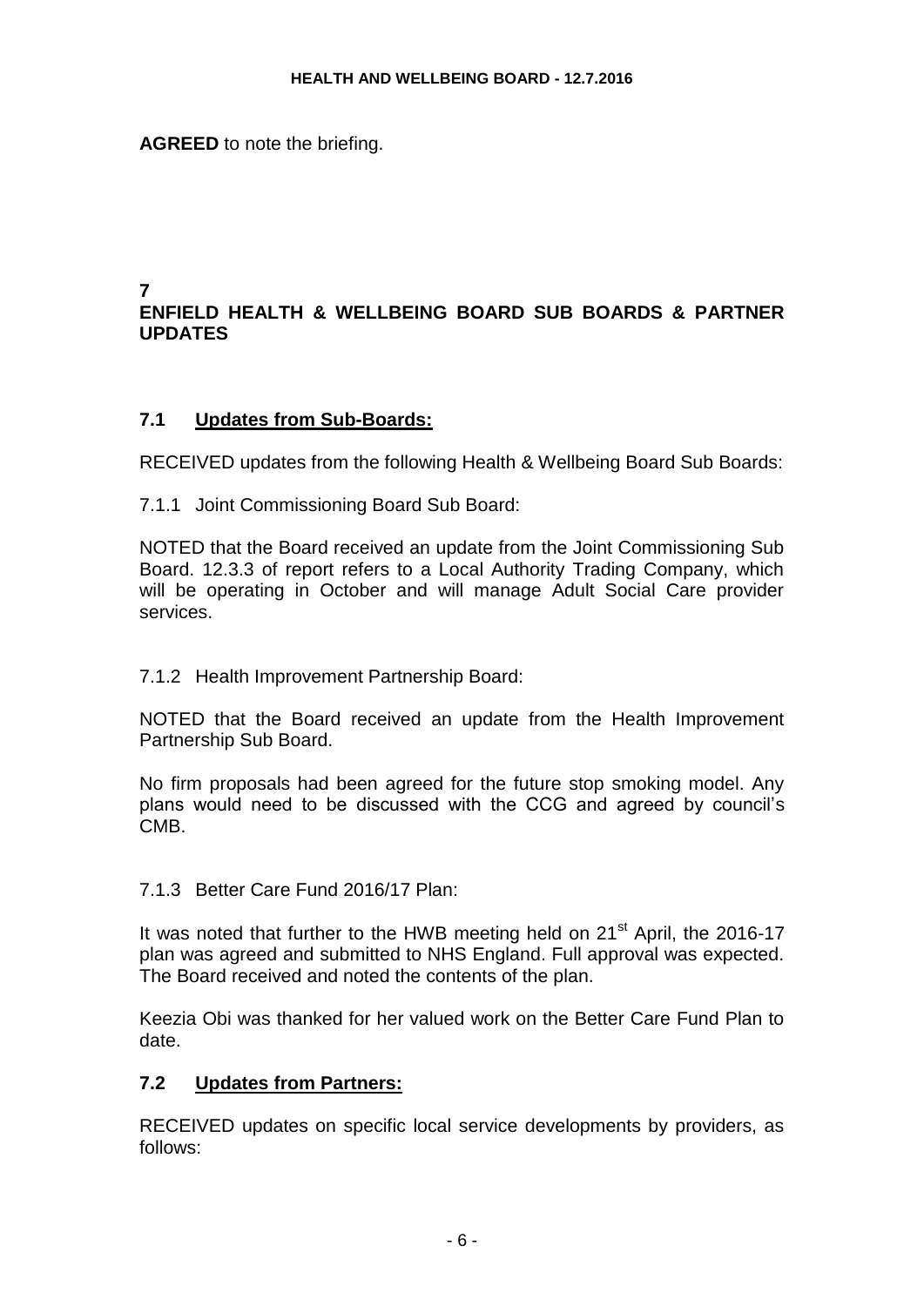**AGREED** to note the briefing.

## 7
## ENFIELD HEALTH & WELLBEING BOARD SUB BOARDS & PARTNER UPDATES

### 7.1 Updates from Sub-Boards:

RECEIVED updates from the following Health & Wellbeing Board Sub Boards:

7.1.1 Joint Commissioning Board Sub Board:

NOTED that the Board received an update from the Joint Commissioning Sub Board. 12.3.3 of report refers to a Local Authority Trading Company, which will be operating in October and will manage Adult Social Care provider services.

7.1.2 Health Improvement Partnership Board:

NOTED that the Board received an update from the Health Improvement Partnership Sub Board.

No firm proposals had been agreed for the future stop smoking model. Any plans would need to be discussed with the CCG and agreed by council's CMB.

7.1.3 Better Care Fund 2016/17 Plan:

It was noted that further to the HWB meeting held on 21st April, the 2016-17 plan was agreed and submitted to NHS England. Full approval was expected. The Board received and noted the contents of the plan.

Keezia Obi was thanked for her valued work on the Better Care Fund Plan to date.

### 7.2 Updates from Partners:

RECEIVED updates on specific local service developments by providers, as follows: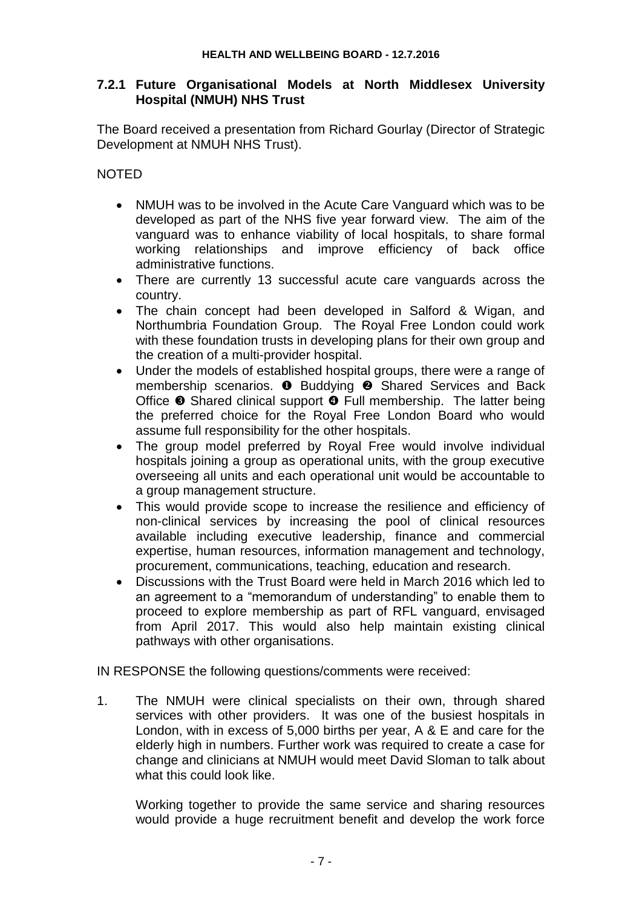### 7.2.1 Future Organisational Models at North Middlesex University Hospital (NMUH) NHS Trust

The Board received a presentation from Richard Gourlay (Director of Strategic Development at NMUH NHS Trust).

NOTED

- NMUH was to be involved in the Acute Care Vanguard which was to be developed as part of the NHS five year forward view. The aim of the vanguard was to enhance viability of local hospitals, to share formal working relationships and improve efficiency of back office administrative functions.
- There are currently 13 successful acute care vanguards across the country.
- The chain concept had been developed in Salford & Wigan, and Northumbria Foundation Group. The Royal Free London could work with these foundation trusts in developing plans for their own group and the creation of a multi-provider hospital.
- Under the models of established hospital groups, there were a range of membership scenarios. ❶ Buddying ❷ Shared Services and Back Office ❸ Shared clinical support ❹ Full membership. The latter being the preferred choice for the Royal Free London Board who would assume full responsibility for the other hospitals.
- The group model preferred by Royal Free would involve individual hospitals joining a group as operational units, with the group executive overseeing all units and each operational unit would be accountable to a group management structure.
- This would provide scope to increase the resilience and efficiency of non-clinical services by increasing the pool of clinical resources available including executive leadership, finance and commercial expertise, human resources, information management and technology, procurement, communications, teaching, education and research.
- Discussions with the Trust Board were held in March 2016 which led to an agreement to a "memorandum of understanding" to enable them to proceed to explore membership as part of RFL vanguard, envisaged from April 2017. This would also help maintain existing clinical pathways with other organisations.

IN RESPONSE the following questions/comments were received:

1. The NMUH were clinical specialists on their own, through shared services with other providers. It was one of the busiest hospitals in London, with in excess of 5,000 births per year, A & E and care for the elderly high in numbers. Further work was required to create a case for change and clinicians at NMUH would meet David Sloman to talk about what this could look like.

   Working together to provide the same service and sharing resources would provide a huge recruitment benefit and develop the work force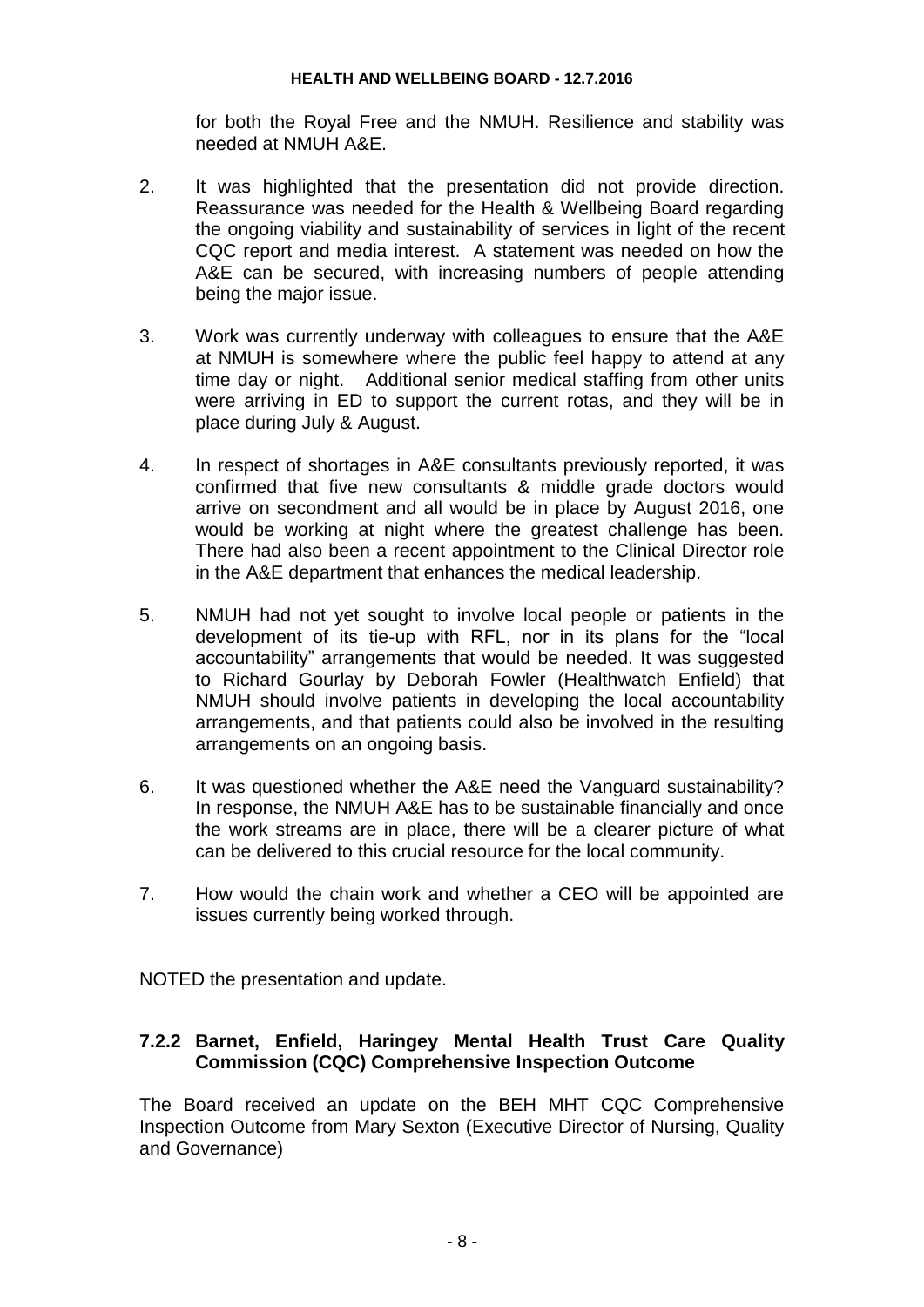for both the Royal Free and the NMUH. Resilience and stability was needed at NMUH A&E.

2. It was highlighted that the presentation did not provide direction. Reassurance was needed for the Health & Wellbeing Board regarding the ongoing viability and sustainability of services in light of the recent CQC report and media interest. A statement was needed on how the A&E can be secured, with increasing numbers of people attending being the major issue.

3. Work was currently underway with colleagues to ensure that the A&E at NMUH is somewhere where the public feel happy to attend at any time day or night. Additional senior medical staffing from other units were arriving in ED to support the current rotas, and they will be in place during July & August.

4. In respect of shortages in A&E consultants previously reported, it was confirmed that five new consultants & middle grade doctors would arrive on secondment and all would be in place by August 2016, one would be working at night where the greatest challenge has been. There had also been a recent appointment to the Clinical Director role in the A&E department that enhances the medical leadership.

5. NMUH had not yet sought to involve local people or patients in the development of its tie-up with RFL, nor in its plans for the "local accountability" arrangements that would be needed. It was suggested to Richard Gourlay by Deborah Fowler (Healthwatch Enfield) that NMUH should involve patients in developing the local accountability arrangements, and that patients could also be involved in the resulting arrangements on an ongoing basis.

6. It was questioned whether the A&E need the Vanguard sustainability? In response, the NMUH A&E has to be sustainable financially and once the work streams are in place, there will be a clearer picture of what can be delivered to this crucial resource for the local community.

7. How would the chain work and whether a CEO will be appointed are issues currently being worked through.

NOTED the presentation and update.

### 7.2.2 Barnet, Enfield, Haringey Mental Health Trust Care Quality Commission (CQC) Comprehensive Inspection Outcome

The Board received an update on the BEH MHT CQC Comprehensive Inspection Outcome from Mary Sexton (Executive Director of Nursing, Quality and Governance)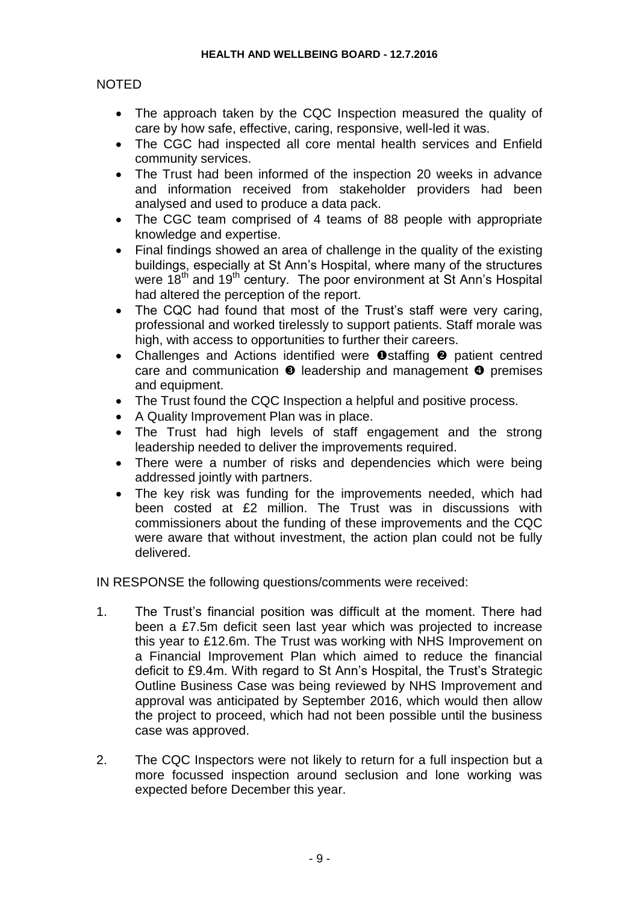NOTED

- The approach taken by the CQC Inspection measured the quality of care by how safe, effective, caring, responsive, well-led it was.
- The CGC had inspected all core mental health services and Enfield community services.
- The Trust had been informed of the inspection 20 weeks in advance and information received from stakeholder providers had been analysed and used to produce a data pack.
- The CGC team comprised of 4 teams of 88 people with appropriate knowledge and expertise.
- Final findings showed an area of challenge in the quality of the existing buildings, especially at St Ann's Hospital, where many of the structures were 18th and 19th century. The poor environment at St Ann's Hospital had altered the perception of the report.
- The CQC had found that most of the Trust's staff were very caring, professional and worked tirelessly to support patients. Staff morale was high, with access to opportunities to further their careers.
- Challenges and Actions identified were ❶staffing ❷ patient centred care and communication ❸ leadership and management ❹ premises and equipment.
- The Trust found the CQC Inspection a helpful and positive process.
- A Quality Improvement Plan was in place.
- The Trust had high levels of staff engagement and the strong leadership needed to deliver the improvements required.
- There were a number of risks and dependencies which were being addressed jointly with partners.
- The key risk was funding for the improvements needed, which had been costed at £2 million. The Trust was in discussions with commissioners about the funding of these improvements and the CQC were aware that without investment, the action plan could not be fully delivered.

IN RESPONSE the following questions/comments were received:

1. The Trust's financial position was difficult at the moment. There had been a £7.5m deficit seen last year which was projected to increase this year to £12.6m. The Trust was working with NHS Improvement on a Financial Improvement Plan which aimed to reduce the financial deficit to £9.4m. With regard to St Ann's Hospital, the Trust's Strategic Outline Business Case was being reviewed by NHS Improvement and approval was anticipated by September 2016, which would then allow the project to proceed, which had not been possible until the business case was approved.

2. The CQC Inspectors were not likely to return for a full inspection but a more focussed inspection around seclusion and lone working was expected before December this year.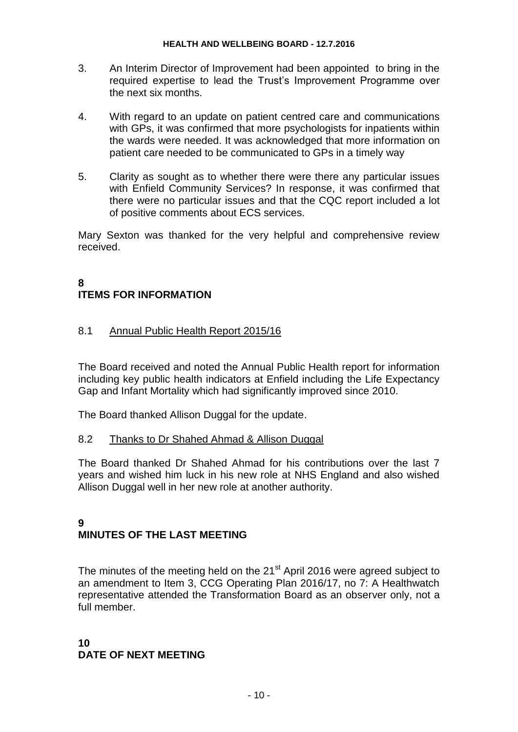3. An Interim Director of Improvement had been appointed to bring in the required expertise to lead the Trust's Improvement Programme over the next six months.

4. With regard to an update on patient centred care and communications with GPs, it was confirmed that more psychologists for inpatients within the wards were needed. It was acknowledged that more information on patient care needed to be communicated to GPs in a timely way

5. Clarity as sought as to whether there were there any particular issues with Enfield Community Services? In response, it was confirmed that there were no particular issues and that the CQC report included a lot of positive comments about ECS services.

Mary Sexton was thanked for the very helpful and comprehensive review received.

## 8
## ITEMS FOR INFORMATION

### 8.1 Annual Public Health Report 2015/16

The Board received and noted the Annual Public Health report for information including key public health indicators at Enfield including the Life Expectancy Gap and Infant Mortality which had significantly improved since 2010.

The Board thanked Allison Duggal for the update.

### 8.2 Thanks to Dr Shahed Ahmad & Allison Duggal

The Board thanked Dr Shahed Ahmad for his contributions over the last 7 years and wished him luck in his new role at NHS England and also wished Allison Duggal well in her new role at another authority.

## 9
## MINUTES OF THE LAST MEETING

The minutes of the meeting held on the 21st April 2016 were agreed subject to an amendment to Item 3, CCG Operating Plan 2016/17, no 7: A Healthwatch representative attended the Transformation Board as an observer only, not a full member.

## 10
## DATE OF NEXT MEETING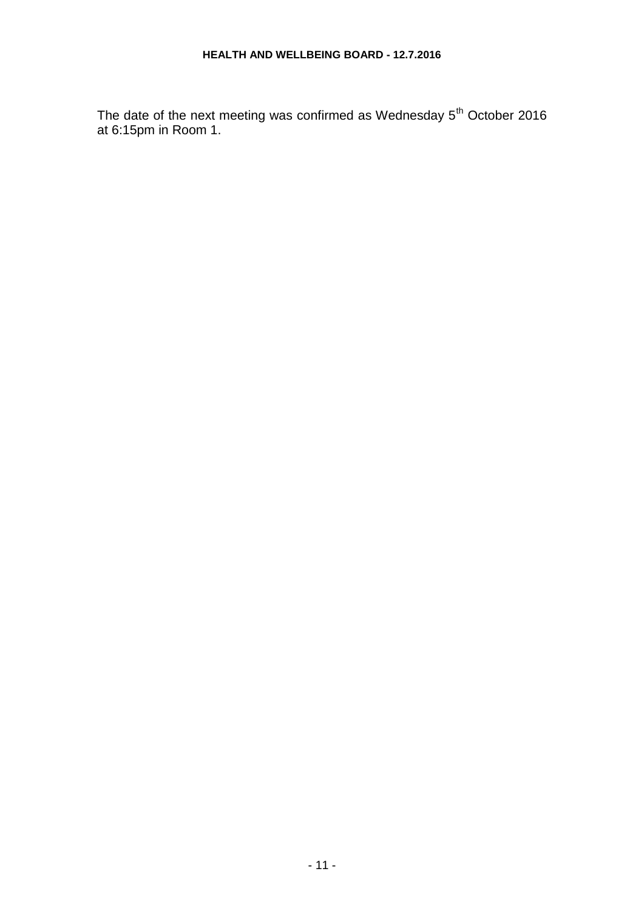The date of the next meeting was confirmed as Wednesday 5th October 2016 at 6:15pm in Room 1.